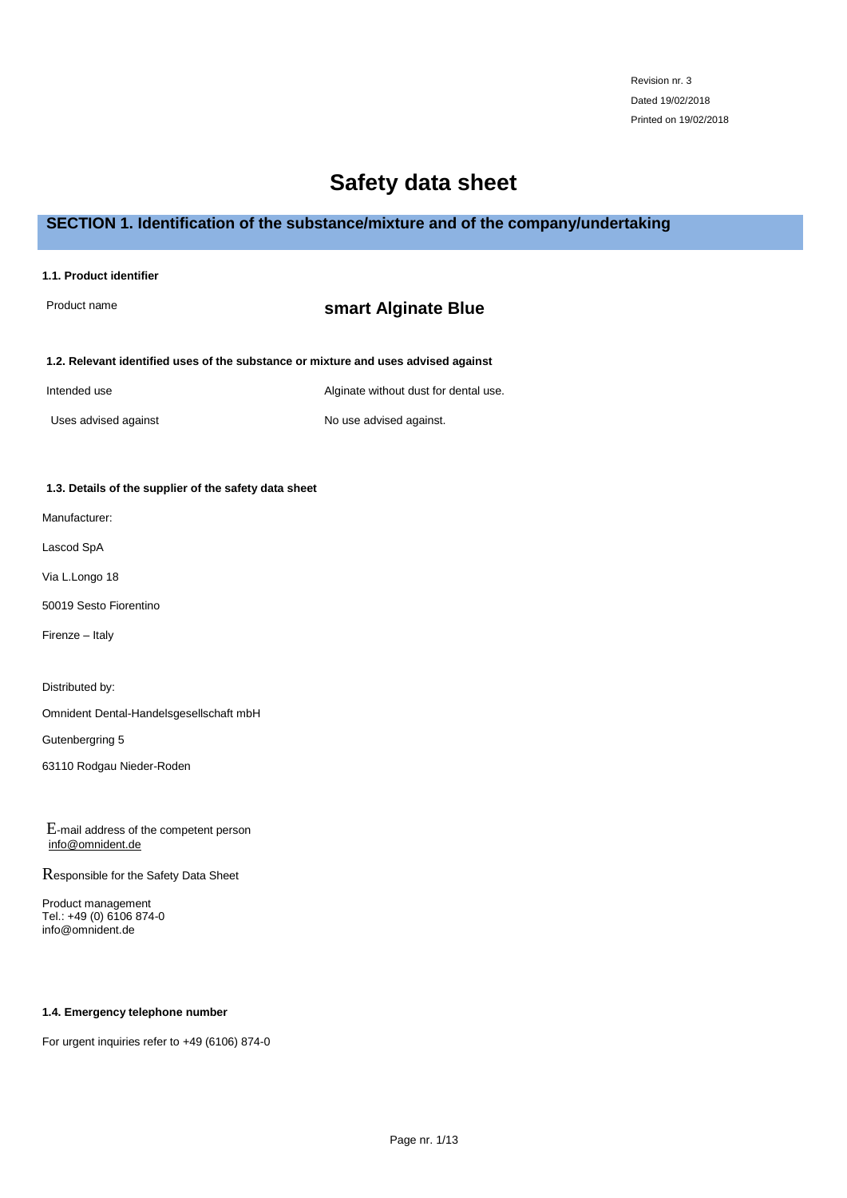Revision nr. 3
Dated 19/02/2018
Printed on 19/02/2018

# Safety data sheet

## SECTION 1. Identification of the substance/mixture and of the company/undertaking

**1.1. Product identifier**

| | |
|---|---|
| Product name | **smart Alginate Blue** |

**1.2. Relevant identified uses of the substance or mixture and uses advised against**

| | |
|---|---|
| Intended use | Alginate without dust for dental use. |
| Uses advised against | No use advised against. |

**1.3. Details of the supplier of the safety data sheet**

Manufacturer:

Lascod SpA

Via L.Longo 18

50019 Sesto Fiorentino

Firenze – Italy

Distributed by:

Omnident Dental-Handelsgesellschaft mbH

Gutenbergring 5

63110 Rodgau Nieder-Roden

E-mail address of the competent person
info@omnident.de

Responsible for the Safety Data Sheet

Product management
Tel.: +49 (0) 6106 874-0
info@omnident.de

**1.4. Emergency telephone number**

For urgent inquiries refer to +49 (6106) 874-0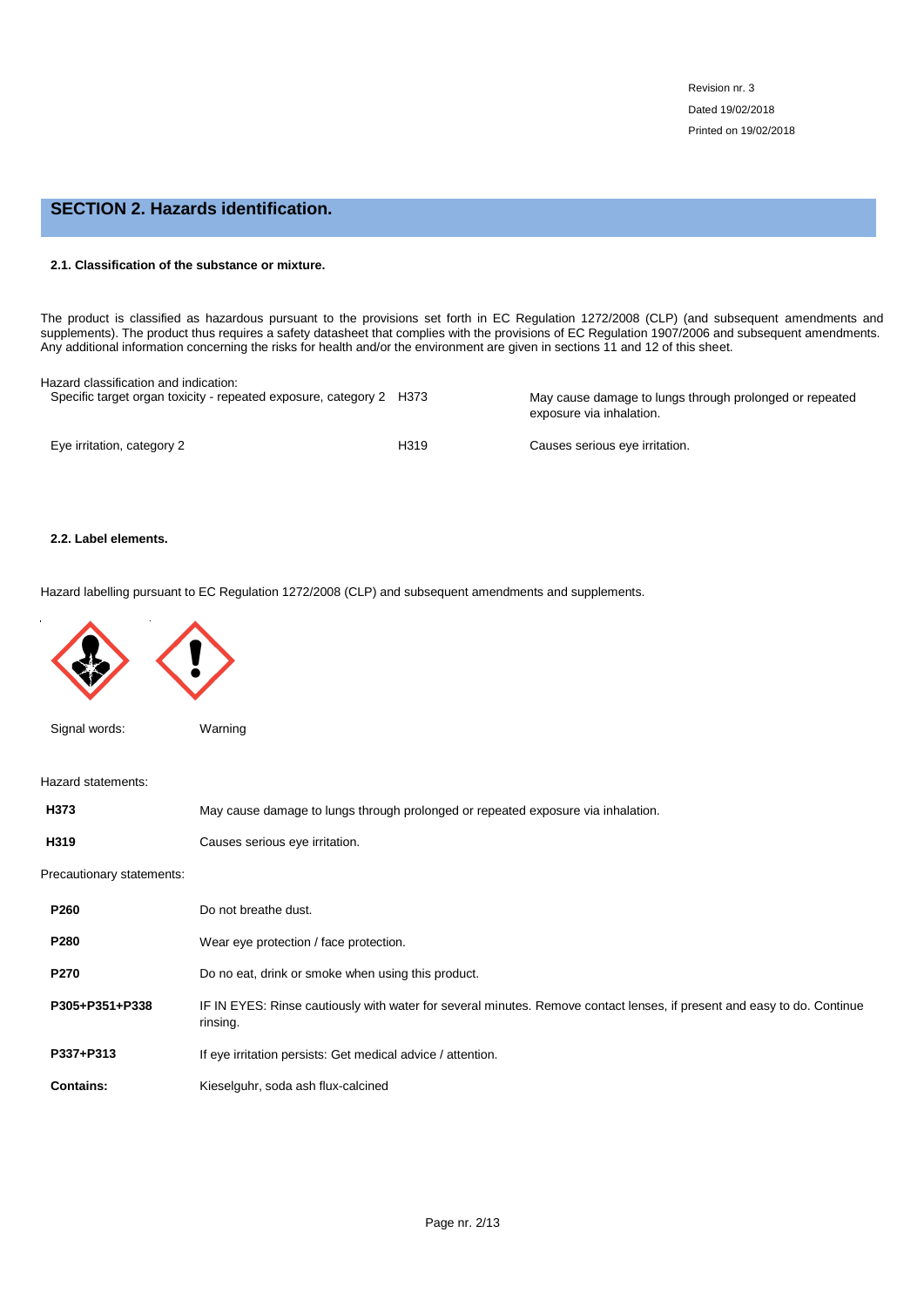## SECTION 2. Hazards identification.

#### 2.1. Classification of the substance or mixture.

The product is classified as hazardous pursuant to the provisions set forth in EC Regulation 1272/2008 (CLP) (and subsequent amendments and supplements). The product thus requires a safety datasheet that complies with the provisions of EC Regulation 1907/2006 and subsequent amendments. Any additional information concerning the risks for health and/or the environment are given in sections 11 and 12 of this sheet.

Hazard classification and indication:

| | | |
|---|---|---|
| Specific target organ toxicity - repeated exposure, category 2 | H373 | May cause damage to lungs through prolonged or repeated exposure via inhalation. |
| Eye irritation, category 2 | H319 | Causes serious eye irritation. |

#### 2.2. Label elements.

Hazard labelling pursuant to EC Regulation 1272/2008 (CLP) and subsequent amendments and supplements.

Signal words: Warning

Hazard statements:

| | |
|---|---|
| **H373** | May cause damage to lungs through prolonged or repeated exposure via inhalation. |
| **H319** | Causes serious eye irritation. |

Precautionary statements:

| | |
|---|---|
| **P260** | Do not breathe dust. |
| **P280** | Wear eye protection / face protection. |
| **P270** | Do no eat, drink or smoke when using this product. |
| **P305+P351+P338** | IF IN EYES: Rinse cautiously with water for several minutes. Remove contact lenses, if present and easy to do. Continue rinsing. |
| **P337+P313** | If eye irritation persists: Get medical advice / attention. |
| **Contains:** | Kieselguhr, soda ash flux-calcined |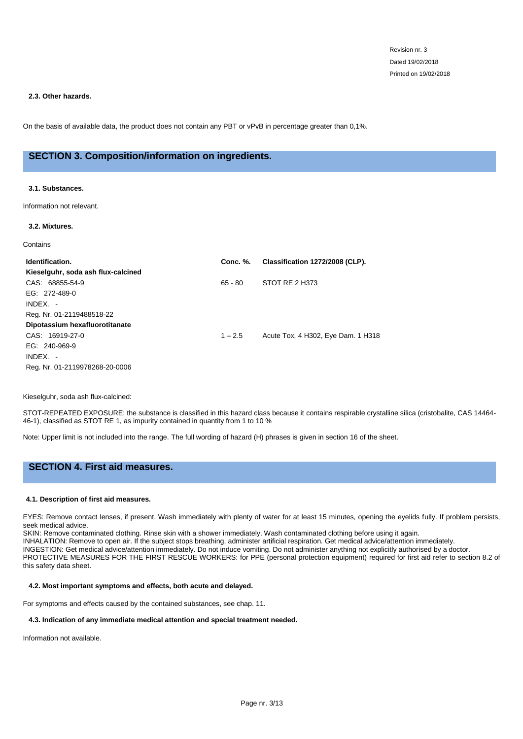### 2.3. Other hazards.

On the basis of available data, the product does not contain any PBT or vPvB in percentage greater than 0,1%.

## SECTION 3. Composition/information on ingredients.

### 3.1. Substances.

Information not relevant.

### 3.2. Mixtures.

Contains

| Identification. | Conc. %. | Classification 1272/2008 (CLP). |
|---|---|---|
| **Kieselguhr, soda ash flux-calcined** | | |
| CAS: 68855-54-9 | 65 - 80 | STOT RE 2 H373 |
| EG: 272-489-0 | | |
| INDEX. - | | |
| Reg. Nr. 01-2119488518-22 | | |
| **Dipotassium hexafluorotitanate** | | |
| CAS: 16919-27-0 | 1 – 2.5 | Acute Tox. 4 H302, Eye Dam. 1 H318 |
| EG: 240-969-9 | | |
| INDEX. - | | |
| Reg. Nr. 01-2119978268-20-0006 | | |

Kieselguhr, soda ash flux-calcined:

STOT-REPEATED EXPOSURE: the substance is classified in this hazard class because it contains respirable crystalline silica (cristobalite, CAS 14464-46-1), classified as STOT RE 1, as impurity contained in quantity from 1 to 10 %

Note: Upper limit is not included into the range. The full wording of hazard (H) phrases is given in section 16 of the sheet.

## SECTION 4. First aid measures.

### 4.1. Description of first aid measures.

EYES: Remove contact lenses, if present. Wash immediately with plenty of water for at least 15 minutes, opening the eyelids fully. If problem persists, seek medical advice.
SKIN: Remove contaminated clothing. Rinse skin with a shower immediately. Wash contaminated clothing before using it again.
INHALATION: Remove to open air. If the subject stops breathing, administer artificial respiration. Get medical advice/attention immediately.
INGESTION: Get medical advice/attention immediately. Do not induce vomiting. Do not administer anything not explicitly authorised by a doctor.
PROTECTIVE MEASURES FOR THE FIRST RESCUE WORKERS: for PPE (personal protection equipment) required for first aid refer to section 8.2 of this safety data sheet.

### 4.2. Most important symptoms and effects, both acute and delayed.

For symptoms and effects caused by the contained substances, see chap. 11.

### 4.3. Indication of any immediate medical attention and special treatment needed.

Information not available.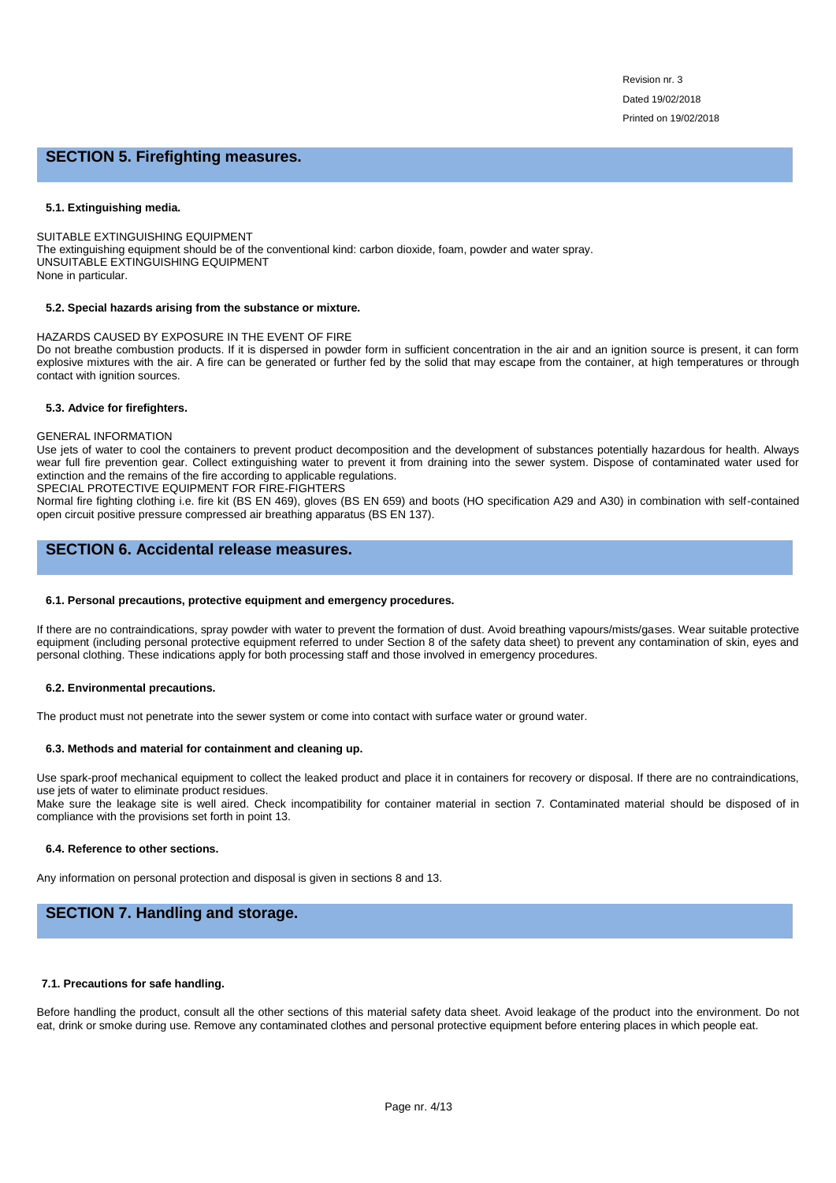## SECTION 5. Firefighting measures.

### 5.1. Extinguishing media.

SUITABLE EXTINGUISHING EQUIPMENT
The extinguishing equipment should be of the conventional kind: carbon dioxide, foam, powder and water spray.
UNSUITABLE EXTINGUISHING EQUIPMENT
None in particular.

### 5.2. Special hazards arising from the substance or mixture.

HAZARDS CAUSED BY EXPOSURE IN THE EVENT OF FIRE
Do not breathe combustion products. If it is dispersed in powder form in sufficient concentration in the air and an ignition source is present, it can form explosive mixtures with the air. A fire can be generated or further fed by the solid that may escape from the container, at high temperatures or through contact with ignition sources.

### 5.3. Advice for firefighters.

GENERAL INFORMATION
Use jets of water to cool the containers to prevent product decomposition and the development of substances potentially hazardous for health. Always wear full fire prevention gear. Collect extinguishing water to prevent it from draining into the sewer system. Dispose of contaminated water used for extinction and the remains of the fire according to applicable regulations.
SPECIAL PROTECTIVE EQUIPMENT FOR FIRE-FIGHTERS
Normal fire fighting clothing i.e. fire kit (BS EN 469), gloves (BS EN 659) and boots (HO specification A29 and A30) in combination with self-contained open circuit positive pressure compressed air breathing apparatus (BS EN 137).

## SECTION 6. Accidental release measures.

### 6.1. Personal precautions, protective equipment and emergency procedures.

If there are no contraindications, spray powder with water to prevent the formation of dust. Avoid breathing vapours/mists/gases. Wear suitable protective equipment (including personal protective equipment referred to under Section 8 of the safety data sheet) to prevent any contamination of skin, eyes and personal clothing. These indications apply for both processing staff and those involved in emergency procedures.

### 6.2. Environmental precautions.

The product must not penetrate into the sewer system or come into contact with surface water or ground water.

### 6.3. Methods and material for containment and cleaning up.

Use spark-proof mechanical equipment to collect the leaked product and place it in containers for recovery or disposal. If there are no contraindications, use jets of water to eliminate product residues.
Make sure the leakage site is well aired. Check incompatibility for container material in section 7. Contaminated material should be disposed of in compliance with the provisions set forth in point 13.

### 6.4. Reference to other sections.

Any information on personal protection and disposal is given in sections 8 and 13.

## SECTION 7. Handling and storage.

### 7.1. Precautions for safe handling.

Before handling the product, consult all the other sections of this material safety data sheet. Avoid leakage of the product into the environment. Do not eat, drink or smoke during use. Remove any contaminated clothes and personal protective equipment before entering places in which people eat.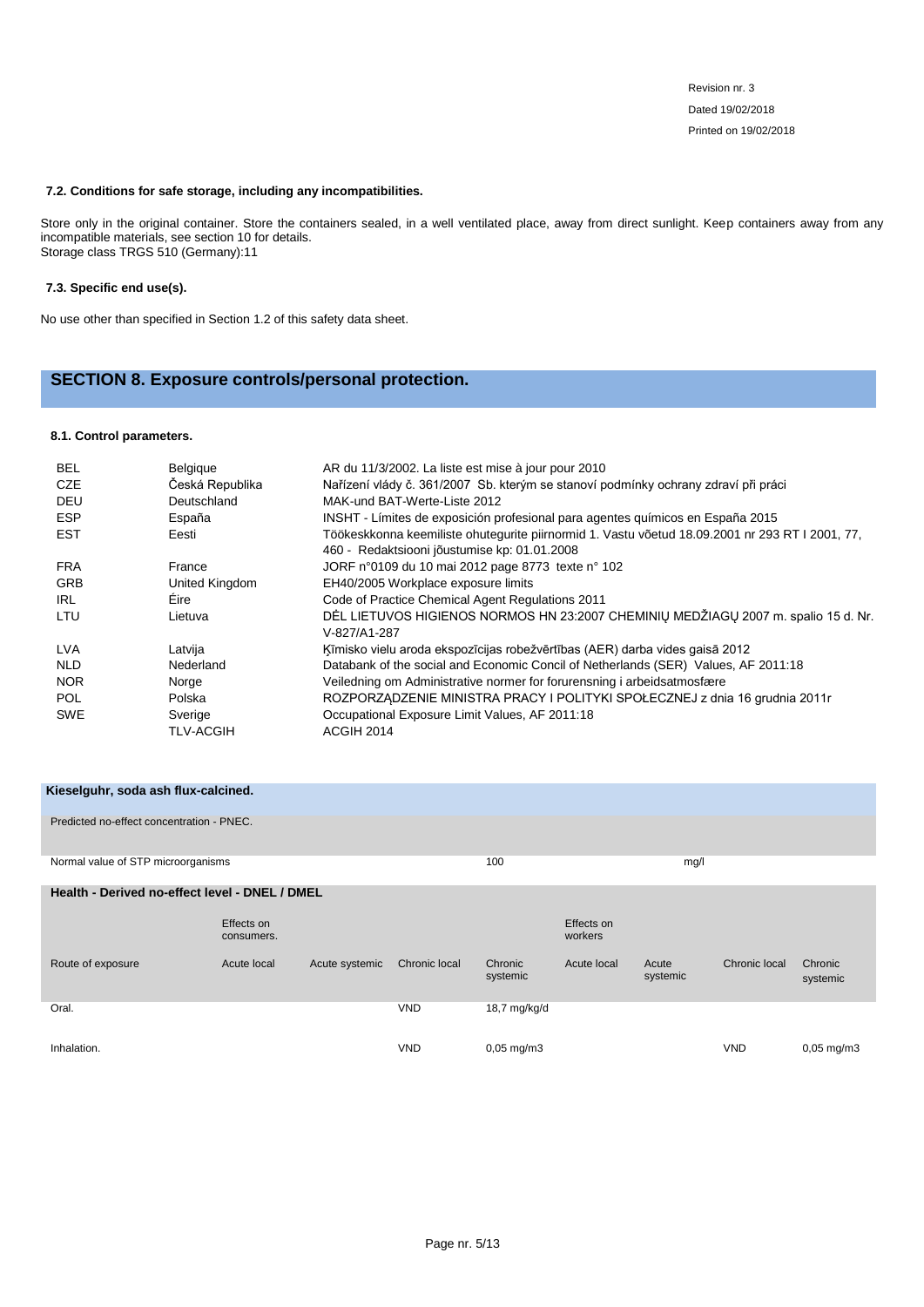### 7.2. Conditions for safe storage, including any incompatibilities.

Store only in the original container. Store the containers sealed, in a well ventilated place, away from direct sunlight. Keep containers away from any incompatible materials, see section 10 for details.
Storage class TRGS 510 (Germany):11

### 7.3. Specific end use(s).

No use other than specified in Section 1.2 of this safety data sheet.

## SECTION 8. Exposure controls/personal protection.

### 8.1. Control parameters.

| | | |
|---|---|---|
| BEL | Belgique | AR du 11/3/2002. La liste est mise à jour pour 2010 |
| CZE | Česká Republika | Nařízení vlády č. 361/2007 Sb. kterým se stanoví podmínky ochrany zdraví při práci |
| DEU | Deutschland | MAK-und BAT-Werte-Liste 2012 |
| ESP | España | INSHT - Límites de exposición profesional para agentes químicos en España 2015 |
| EST | Eesti | Töökeskkonna keemiliste ohutegurite piirnormid 1. Vastu võetud 18.09.2001 nr 293 RT I 2001, 77, 460 - Redaktsiooni jõustumise kp: 01.01.2008 |
| FRA | France | JORF n°0109 du 10 mai 2012 page 8773 texte n° 102 |
| GRB | United Kingdom | EH40/2005 Workplace exposure limits |
| IRL | Éire | Code of Practice Chemical Agent Regulations 2011 |
| LTU | Lietuva | DĖL LIETUVOS HIGIENOS NORMOS HN 23:2007 CHEMINIŲ MEDŽIAGŲ 2007 m. spalio 15 d. Nr. V-827/A1-287 |
| LVA | Latvija | Ķīmisko vielu aroda ekspozīcijas robežvērtības (AER) darba vides gaisā 2012 |
| NLD | Nederland | Databank of the social and Economic Concil of Netherlands (SER) Values, AF 2011:18 |
| NOR | Norge | Veiledning om Administrative normer for forurensning i arbeidsatmosfære |
| POL | Polska | ROZPORZĄDZENIE MINISTRA PRACY I POLITYKI SPOŁECZNEJ z dnia 16 grudnia 2011r |
| SWE | Sverige | Occupational Exposure Limit Values, AF 2011:18 |
| | TLV-ACGIH | ACGIH 2014 |

**Kieselguhr, soda ash flux-calcined.**

Predicted no-effect concentration - PNEC.

| | | |
|---|---|---|
| Normal value of STP microorganisms | 100 | mg/l |

**Health - Derived no-effect level - DNEL / DMEL**

| | Effects on consumers. | | | | Effects on workers | | | |
|---|---|---|---|---|---|---|---|---|
| Route of exposure | Acute local | Acute systemic | Chronic local | Chronic systemic | Acute local | Acute systemic | Chronic local | Chronic systemic |
| Oral. | | | VND | 18,7 mg/kg/d | | | | |
| Inhalation. | | | VND | 0,05 mg/m3 | | | VND | 0,05 mg/m3 |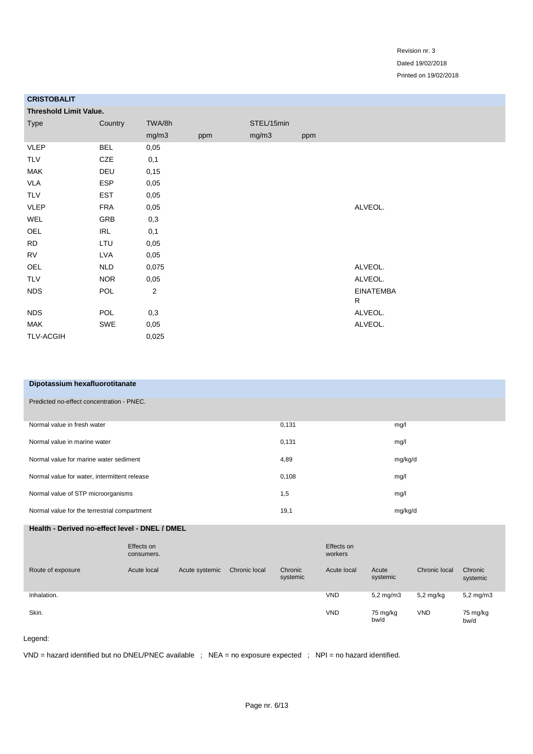Revision nr. 3
Dated 19/02/2018
Printed on 19/02/2018

**CRISTOBALIT**

**Threshold Limit Value.**

| Type | Country | TWA/8h | | STEL/15min | | |
|---|---|---|---|---|---|---|
| | | mg/m3 | ppm | mg/m3 | ppm | |
| VLEP | BEL | 0,05 | | | | |
| TLV | CZE | 0,1 | | | | |
| MAK | DEU | 0,15 | | | | |
| VLA | ESP | 0,05 | | | | |
| TLV | EST | 0,05 | | | | |
| VLEP | FRA | 0,05 | | | | ALVEOL. |
| WEL | GRB | 0,3 | | | | |
| OEL | IRL | 0,1 | | | | |
| RD | LTU | 0,05 | | | | |
| RV | LVA | 0,05 | | | | |
| OEL | NLD | 0,075 | | | | ALVEOL. |
| TLV | NOR | 0,05 | | | | ALVEOL. |
| NDS | POL | 2 | | | | EINATEMBAR |
| NDS | POL | 0,3 | | | | ALVEOL. |
| MAK | SWE | 0,05 | | | | ALVEOL. |
| TLV-ACGIH | | 0,025 | | | | |

**Dipotassium hexafluorotitanate**

| Predicted no-effect concentration - PNEC. | | |
|---|---|---|
| Normal value in fresh water | 0,131 | mg/l |
| Normal value in marine water | 0,131 | mg/l |
| Normal value for marine water sediment | 4,89 | mg/kg/d |
| Normal value for water, intermittent release | 0,108 | mg/l |
| Normal value of STP microorganisms | 1,5 | mg/l |
| Normal value for the terrestrial compartment | 19,1 | mg/kg/d |

**Health - Derived no-effect level - DNEL / DMEL**

| | Effects on consumers. | | | | Effects on workers | | | |
|---|---|---|---|---|---|---|---|---|
| Route of exposure | Acute local | Acute systemic | Chronic local | Chronic systemic | Acute local | Acute systemic | Chronic local | Chronic systemic |
| Inhalation. | | | | | VND | 5,2 mg/m3 | 5,2 mg/kg | 5,2 mg/m3 |
| Skin. | | | | | VND | 75 mg/kg bw/d | VND | 75 mg/kg bw/d |

Legend:

VND = hazard identified but no DNEL/PNEC available ; NEA = no exposure expected ; NPI = no hazard identified.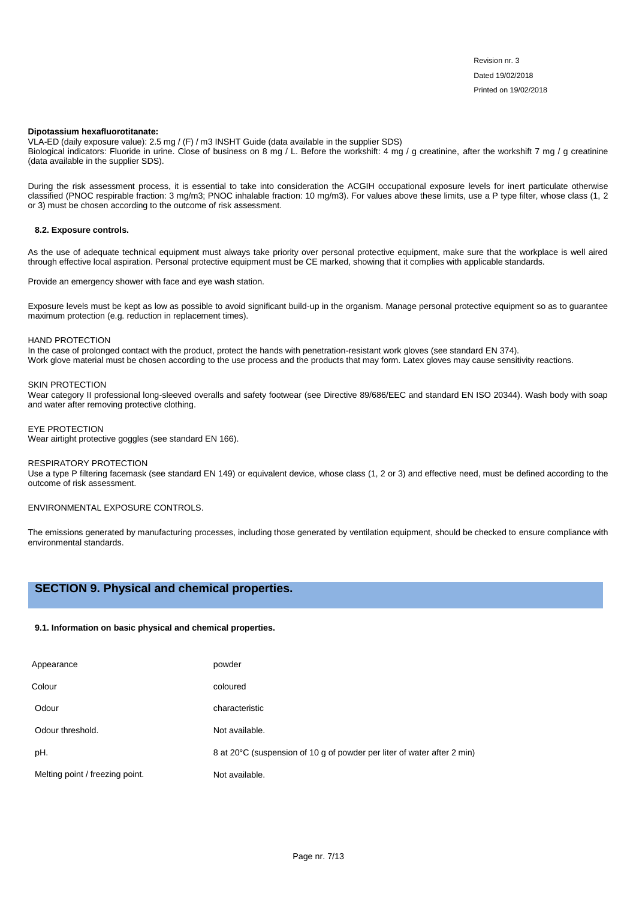**Dipotassium hexafluorotitanate:**
VLA-ED (daily exposure value): 2.5 mg / (F) / m3 INSHT Guide (data available in the supplier SDS)
Biological indicators: Fluoride in urine. Close of business on 8 mg / L. Before the workshift: 4 mg / g creatinine, after the workshift 7 mg / g creatinine (data available in the supplier SDS).

During the risk assessment process, it is essential to take into consideration the ACGIH occupational exposure levels for inert particulate otherwise classified (PNOC respirable fraction: 3 mg/m3; PNOC inhalable fraction: 10 mg/m3). For values above these limits, use a P type filter, whose class (1, 2 or 3) must be chosen according to the outcome of risk assessment.

**8.2. Exposure controls.**

As the use of adequate technical equipment must always take priority over personal protective equipment, make sure that the workplace is well aired through effective local aspiration. Personal protective equipment must be CE marked, showing that it complies with applicable standards.

Provide an emergency shower with face and eye wash station.

Exposure levels must be kept as low as possible to avoid significant build-up in the organism. Manage personal protective equipment so as to guarantee maximum protection (e.g. reduction in replacement times).

HAND PROTECTION
In the case of prolonged contact with the product, protect the hands with penetration-resistant work gloves (see standard EN 374).
Work glove material must be chosen according to the use process and the products that may form. Latex gloves may cause sensitivity reactions.

SKIN PROTECTION
Wear category II professional long-sleeved overalls and safety footwear (see Directive 89/686/EEC and standard EN ISO 20344). Wash body with soap and water after removing protective clothing.

EYE PROTECTION
Wear airtight protective goggles (see standard EN 166).

RESPIRATORY PROTECTION
Use a type P filtering facemask (see standard EN 149) or equivalent device, whose class (1, 2 or 3) and effective need, must be defined according to the outcome of risk assessment.

ENVIRONMENTAL EXPOSURE CONTROLS.

The emissions generated by manufacturing processes, including those generated by ventilation equipment, should be checked to ensure compliance with environmental standards.

## SECTION 9. Physical and chemical properties.

**9.1. Information on basic physical and chemical properties.**

| | |
|---|---|
| Appearance | powder |
| Colour | coloured |
| Odour | characteristic |
| Odour threshold. | Not available. |
| pH. | 8 at 20°C (suspension of 10 g of powder per liter of water after 2 min) |
| Melting point / freezing point. | Not available. |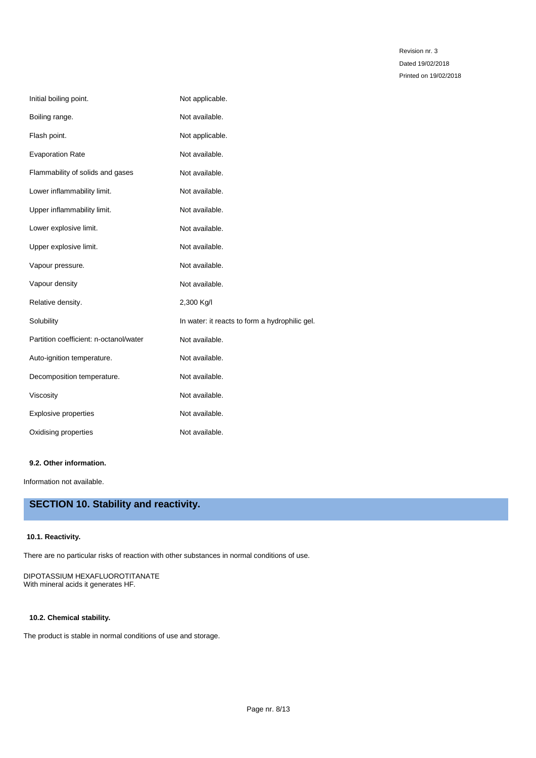| | |
|---|---|
| Initial boiling point. | Not applicable. |
| Boiling range. | Not available. |
| Flash point. | Not applicable. |
| Evaporation Rate | Not available. |
| Flammability of solids and gases | Not available. |
| Lower inflammability limit. | Not available. |
| Upper inflammability limit. | Not available. |
| Lower explosive limit. | Not available. |
| Upper explosive limit. | Not available. |
| Vapour pressure. | Not available. |
| Vapour density | Not available. |
| Relative density. | 2,300 Kg/l |
| Solubility | In water: it reacts to form a hydrophilic gel. |
| Partition coefficient: n-octanol/water | Not available. |
| Auto-ignition temperature. | Not available. |
| Decomposition temperature. | Not available. |
| Viscosity | Not available. |
| Explosive properties | Not available. |
| Oxidising properties | Not available. |

### 9.2. Other information.

Information not available.

## SECTION 10. Stability and reactivity.

### 10.1. Reactivity.

There are no particular risks of reaction with other substances in normal conditions of use.

DIPOTASSIUM HEXAFLUOROTITANATE
With mineral acids it generates HF.

### 10.2. Chemical stability.

The product is stable in normal conditions of use and storage.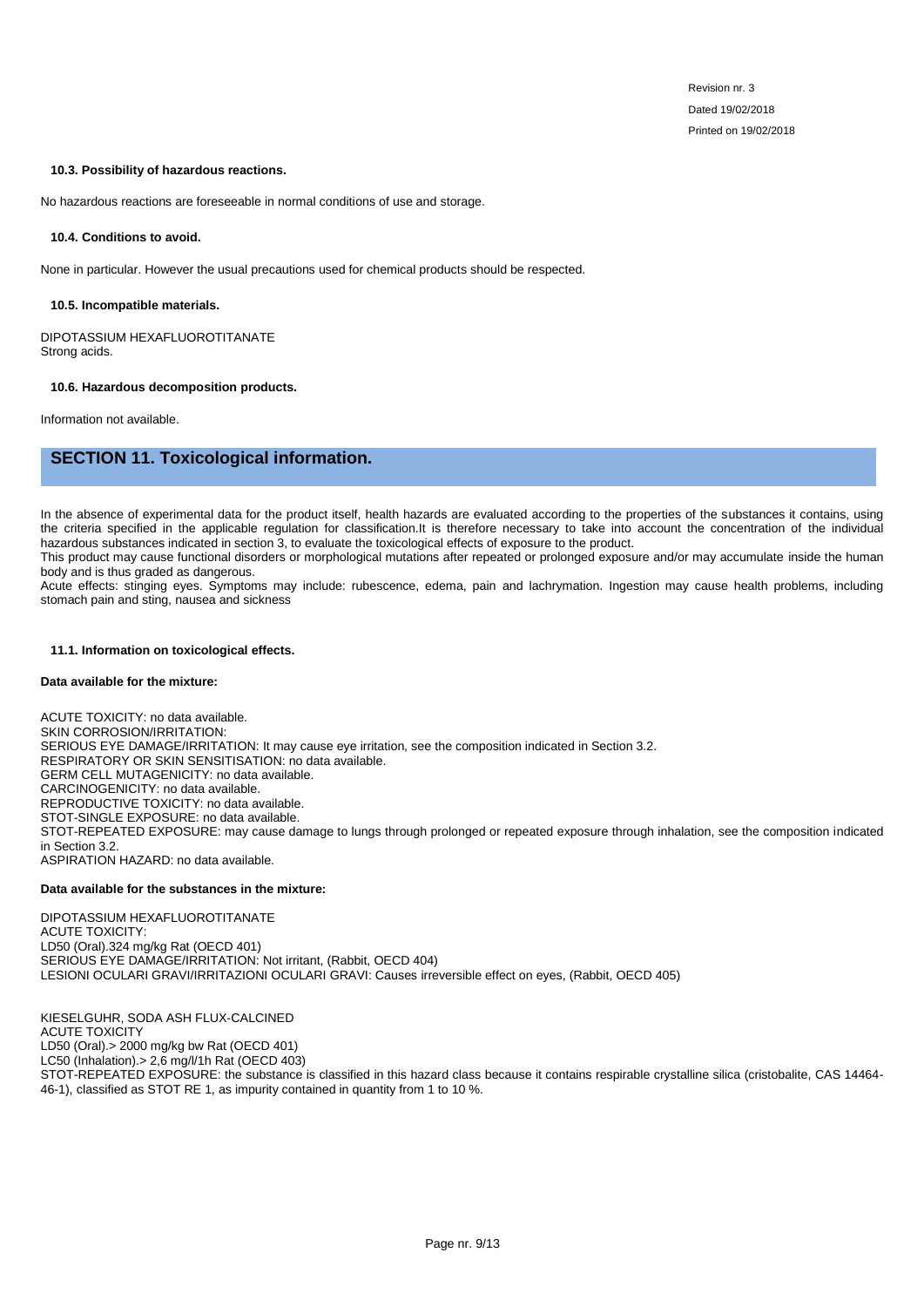#### 10.3. Possibility of hazardous reactions.

No hazardous reactions are foreseeable in normal conditions of use and storage.

#### 10.4. Conditions to avoid.

None in particular. However the usual precautions used for chemical products should be respected.

#### 10.5. Incompatible materials.

DIPOTASSIUM HEXAFLUOROTITANATE
Strong acids.

#### 10.6. Hazardous decomposition products.

Information not available.

## SECTION 11. Toxicological information.

In the absence of experimental data for the product itself, health hazards are evaluated according to the properties of the substances it contains, using the criteria specified in the applicable regulation for classification.It is therefore necessary to take into account the concentration of the individual hazardous substances indicated in section 3, to evaluate the toxicological effects of exposure to the product.
This product may cause functional disorders or morphological mutations after repeated or prolonged exposure and/or may accumulate inside the human body and is thus graded as dangerous.
Acute effects: stinging eyes. Symptoms may include: rubescence, edema, pain and lachrymation. Ingestion may cause health problems, including stomach pain and sting, nausea and sickness

#### 11.1. Information on toxicological effects.

**Data available for the mixture:**

ACUTE TOXICITY: no data available.
SKIN CORROSION/IRRITATION:
SERIOUS EYE DAMAGE/IRRITATION: It may cause eye irritation, see the composition indicated in Section 3.2.
RESPIRATORY OR SKIN SENSITISATION: no data available.
GERM CELL MUTAGENICITY: no data available.
CARCINOGENICITY: no data available.
REPRODUCTIVE TOXICITY: no data available.
STOT-SINGLE EXPOSURE: no data available.
STOT-REPEATED EXPOSURE: may cause damage to lungs through prolonged or repeated exposure through inhalation, see the composition indicated in Section 3.2.
ASPIRATION HAZARD: no data available.

**Data available for the substances in the mixture:**

DIPOTASSIUM HEXAFLUOROTITANATE
ACUTE TOXICITY:
LD50 (Oral).324 mg/kg Rat (OECD 401)
SERIOUS EYE DAMAGE/IRRITATION: Not irritant, (Rabbit, OECD 404)
LESIONI OCULARI GRAVI/IRRITAZIONI OCULARI GRAVI: Causes irreversible effect on eyes, (Rabbit, OECD 405)

KIESELGUHR, SODA ASH FLUX-CALCINED
ACUTE TOXICITY
LD50 (Oral).> 2000 mg/kg bw Rat (OECD 401)
LC50 (Inhalation).> 2,6 mg/l/1h Rat (OECD 403)
STOT-REPEATED EXPOSURE: the substance is classified in this hazard class because it contains respirable crystalline silica (cristobalite, CAS 14464-46-1), classified as STOT RE 1, as impurity contained in quantity from 1 to 10 %.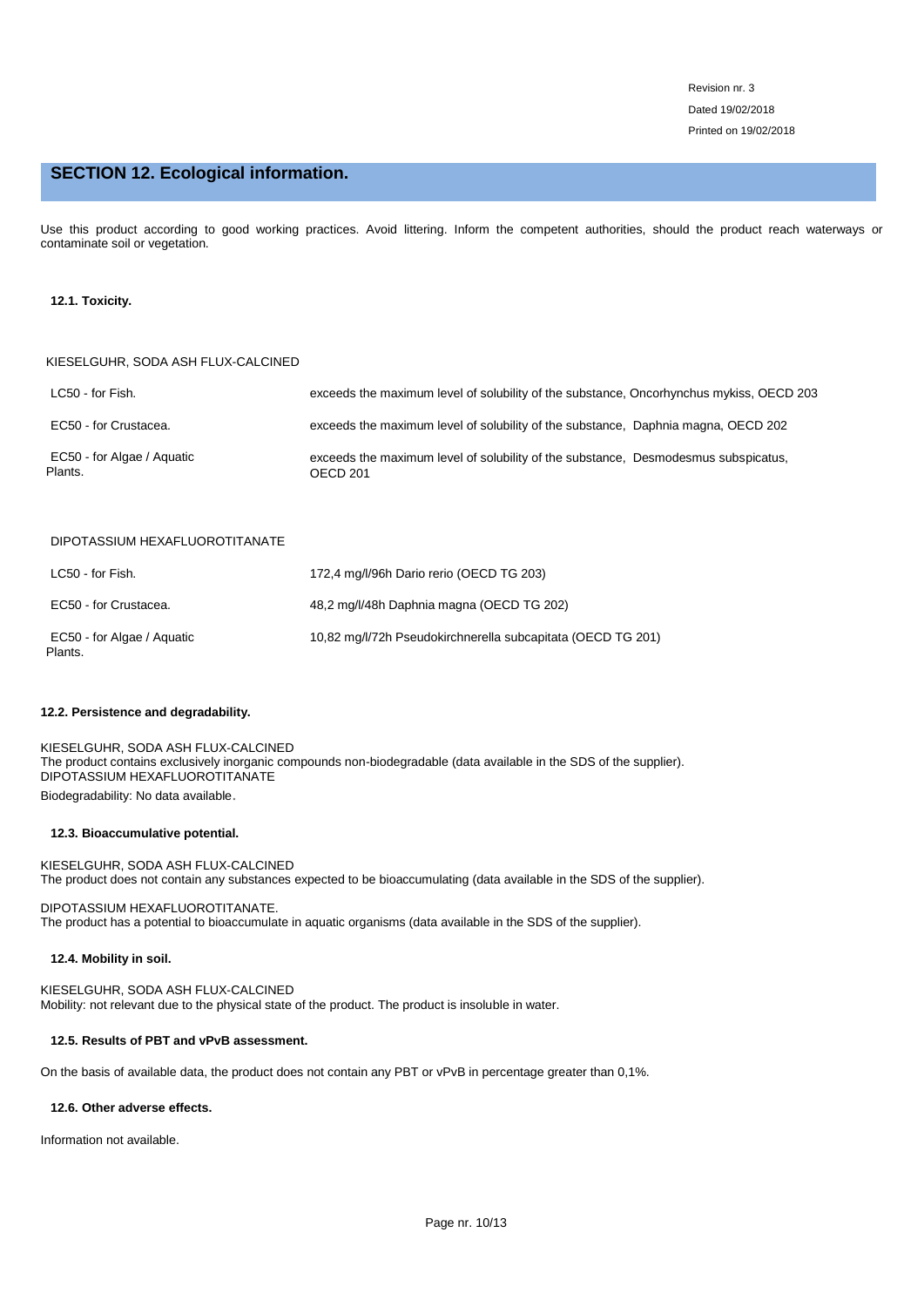## SECTION 12. Ecological information.

Use this product according to good working practices. Avoid littering. Inform the competent authorities, should the product reach waterways or contaminate soil or vegetation.

### 12.1. Toxicity.

KIESELGUHR, SODA ASH FLUX-CALCINED

| | |
|---|---|
| LC50 - for Fish. | exceeds the maximum level of solubility of the substance, Oncorhynchus mykiss, OECD 203 |
| EC50 - for Crustacea. | exceeds the maximum level of solubility of the substance, Daphnia magna, OECD 202 |
| EC50 - for Algae / Aquatic Plants. | exceeds the maximum level of solubility of the substance, Desmodesmus subspicatus, OECD 201 |

DIPOTASSIUM HEXAFLUOROTITANATE

| | |
|---|---|
| LC50 - for Fish. | 172,4 mg/l/96h Dario rerio (OECD TG 203) |
| EC50 - for Crustacea. | 48,2 mg/l/48h Daphnia magna (OECD TG 202) |
| EC50 - for Algae / Aquatic Plants. | 10,82 mg/l/72h Pseudokirchnerella subcapitata (OECD TG 201) |

### 12.2. Persistence and degradability.

KIESELGUHR, SODA ASH FLUX-CALCINED
The product contains exclusively inorganic compounds non-biodegradable (data available in the SDS of the supplier).
DIPOTASSIUM HEXAFLUOROTITANATE
Biodegradability: No data available.

### 12.3. Bioaccumulative potential.

KIESELGUHR, SODA ASH FLUX-CALCINED
The product does not contain any substances expected to be bioaccumulating (data available in the SDS of the supplier).

DIPOTASSIUM HEXAFLUOROTITANATE.
The product has a potential to bioaccumulate in aquatic organisms (data available in the SDS of the supplier).

### 12.4. Mobility in soil.

KIESELGUHR, SODA ASH FLUX-CALCINED
Mobility: not relevant due to the physical state of the product. The product is insoluble in water.

### 12.5. Results of PBT and vPvB assessment.

On the basis of available data, the product does not contain any PBT or vPvB in percentage greater than 0,1%.

### 12.6. Other adverse effects.

Information not available.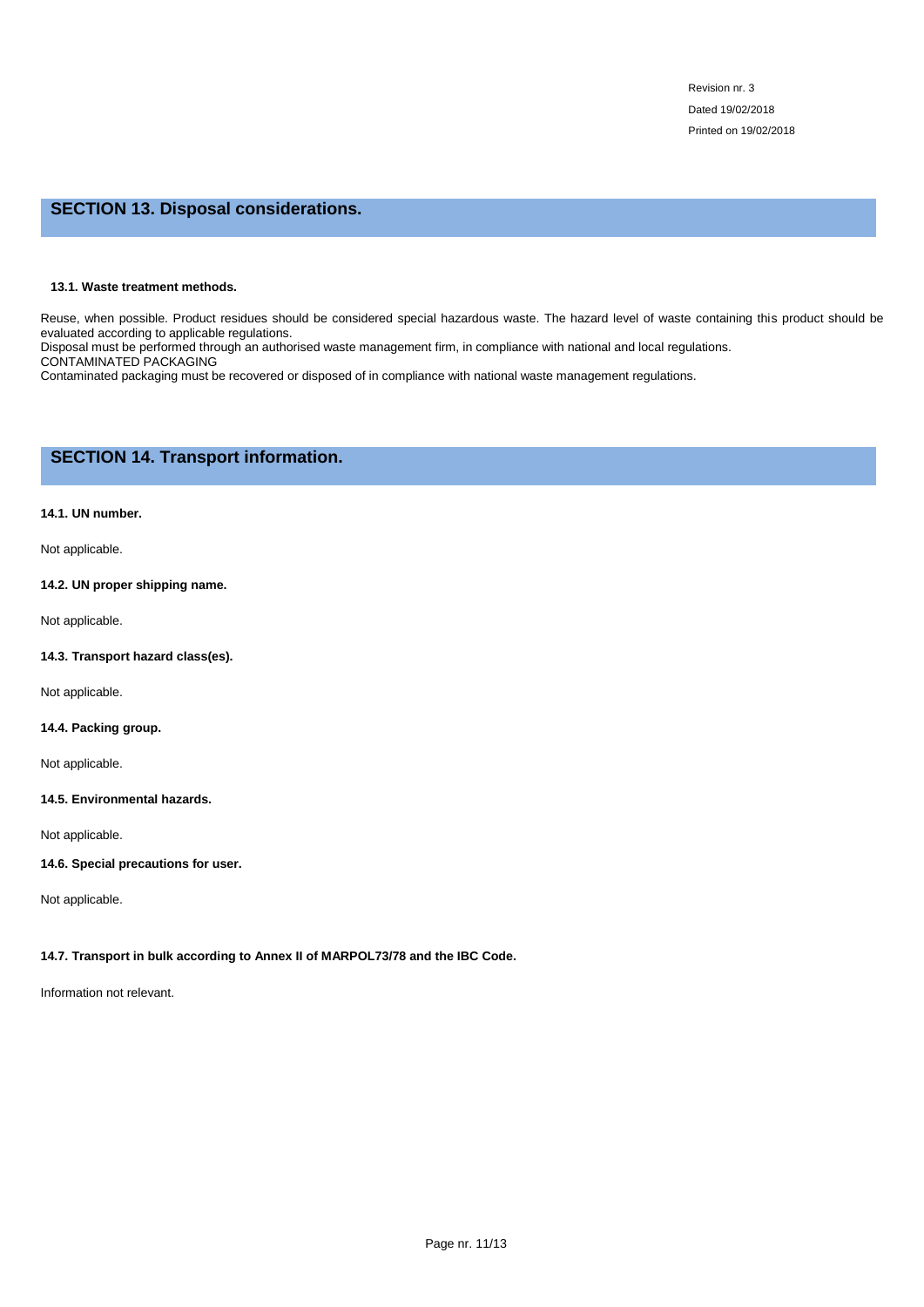## SECTION 13. Disposal considerations.

**13.1. Waste treatment methods.**

Reuse, when possible. Product residues should be considered special hazardous waste. The hazard level of waste containing this product should be evaluated according to applicable regulations.
Disposal must be performed through an authorised waste management firm, in compliance with national and local regulations.
CONTAMINATED PACKAGING
Contaminated packaging must be recovered or disposed of in compliance with national waste management regulations.

## SECTION 14. Transport information.

**14.1. UN number.**

Not applicable.

**14.2. UN proper shipping name.**

Not applicable.

**14.3. Transport hazard class(es).**

Not applicable.

**14.4. Packing group.**

Not applicable.

**14.5. Environmental hazards.**

Not applicable.

**14.6. Special precautions for user.**

Not applicable.

**14.7. Transport in bulk according to Annex II of MARPOL73/78 and the IBC Code.**

Information not relevant.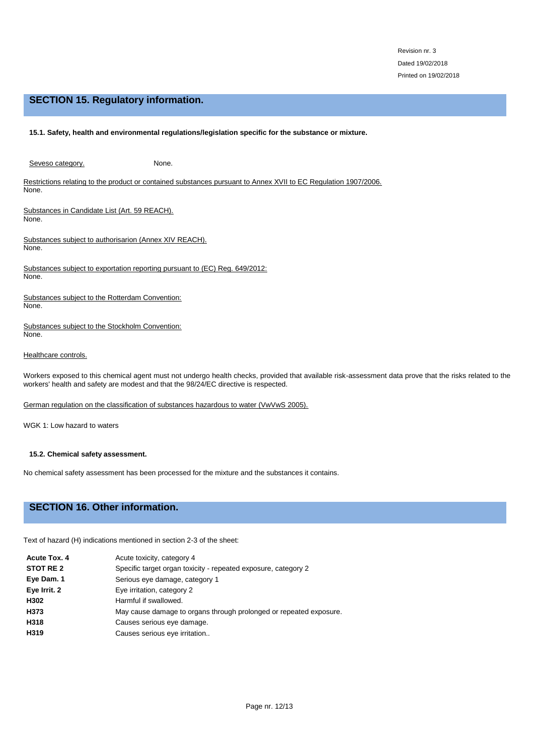## SECTION 15. Regulatory information.

**15.1. Safety, health and environmental regulations/legislation specific for the substance or mixture.**

Seveso category. None.

Restrictions relating to the product or contained substances pursuant to Annex XVII to EC Regulation 1907/2006.
None.

Substances in Candidate List (Art. 59 REACH).
None.

Substances subject to authorisarion (Annex XIV REACH).
None.

Substances subject to exportation reporting pursuant to (EC) Reg. 649/2012:
None.

Substances subject to the Rotterdam Convention:
None.

Substances subject to the Stockholm Convention:
None.

Healthcare controls.

Workers exposed to this chemical agent must not undergo health checks, provided that available risk-assessment data prove that the risks related to the workers' health and safety are modest and that the 98/24/EC directive is respected.

German regulation on the classification of substances hazardous to water (VwVwS 2005).

WGK 1: Low hazard to waters

**15.2. Chemical safety assessment.**

No chemical safety assessment has been processed for the mixture and the substances it contains.

## SECTION 16. Other information.

Text of hazard (H) indications mentioned in section 2-3 of the sheet:

| | |
|---|---|
| **Acute Tox. 4** | Acute toxicity, category 4 |
| **STOT RE 2** | Specific target organ toxicity - repeated exposure, category 2 |
| **Eye Dam. 1** | Serious eye damage, category 1 |
| **Eye Irrit. 2** | Eye irritation, category 2 |
| **H302** | Harmful if swallowed. |
| **H373** | May cause damage to organs through prolonged or repeated exposure. |
| **H318** | Causes serious eye damage. |
| **H319** | Causes serious eye irritation.. |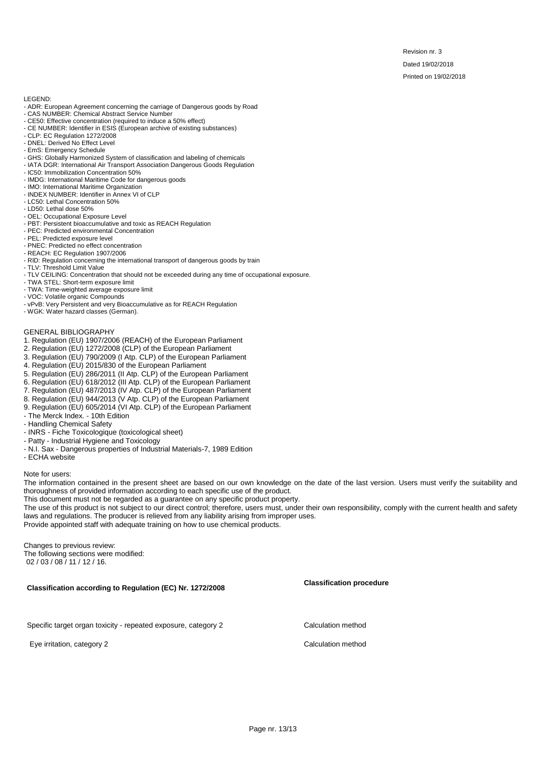LEGEND:

- ADR: European Agreement concerning the carriage of Dangerous goods by Road
- CAS NUMBER: Chemical Abstract Service Number
- CE50: Effective concentration (required to induce a 50% effect)
- CE NUMBER: Identifier in ESIS (European archive of existing substances)
- CLP: EC Regulation 1272/2008
- DNEL: Derived No Effect Level
- EmS: Emergency Schedule
- GHS: Globally Harmonized System of classification and labeling of chemicals
- IATA DGR: International Air Transport Association Dangerous Goods Regulation
- IC50: Immobilization Concentration 50%
- IMDG: International Maritime Code for dangerous goods
- IMO: International Maritime Organization
- INDEX NUMBER: Identifier in Annex VI of CLP
- LC50: Lethal Concentration 50%
- LD50: Lethal dose 50%
- OEL: Occupational Exposure Level
- PBT: Persistent bioaccumulative and toxic as REACH Regulation
- PEC: Predicted environmental Concentration
- PEL: Predicted exposure level
- PNEC: Predicted no effect concentration
- REACH: EC Regulation 1907/2006
- RID: Regulation concerning the international transport of dangerous goods by train
- TLV: Threshold Limit Value
- TLV CEILING: Concentration that should not be exceeded during any time of occupational exposure.
- TWA STEL: Short-term exposure limit
- TWA: Time-weighted average exposure limit
- VOC: Volatile organic Compounds
- vPvB: Very Persistent and very Bioaccumulative as for REACH Regulation
- WGK: Water hazard classes (German).

GENERAL BIBLIOGRAPHY

1. Regulation (EU) 1907/2006 (REACH) of the European Parliament
2. Regulation (EU) 1272/2008 (CLP) of the European Parliament
3. Regulation (EU) 790/2009 (I Atp. CLP) of the European Parliament
4. Regulation (EU) 2015/830 of the European Parliament
5. Regulation (EU) 286/2011 (II Atp. CLP) of the European Parliament
6. Regulation (EU) 618/2012 (III Atp. CLP) of the European Parliament
7. Regulation (EU) 487/2013 (IV Atp. CLP) of the European Parliament
8. Regulation (EU) 944/2013 (V Atp. CLP) of the European Parliament
9. Regulation (EU) 605/2014 (VI Atp. CLP) of the European Parliament

- The Merck Index. - 10th Edition
- Handling Chemical Safety
- INRS - Fiche Toxicologique (toxicological sheet)
- Patty - Industrial Hygiene and Toxicology
- N.I. Sax - Dangerous properties of Industrial Materials-7, 1989 Edition
- ECHA website

Note for users:

The information contained in the present sheet are based on our own knowledge on the date of the last version. Users must verify the suitability and thoroughness of provided information according to each specific use of the product.

This document must not be regarded as a guarantee on any specific product property.

The use of this product is not subject to our direct control; therefore, users must, under their own responsibility, comply with the current health and safety laws and regulations. The producer is relieved from any liability arising from improper uses.

Provide appointed staff with adequate training on how to use chemical products.

Changes to previous review:

The following sections were modified:

02 / 03 / 08 / 11 / 12 / 16.

| Classification according to Regulation (EC) Nr. 1272/2008 | Classification procedure |
|---|---|
| Specific target organ toxicity - repeated exposure, category 2 | Calculation method |
| Eye irritation, category 2 | Calculation method |